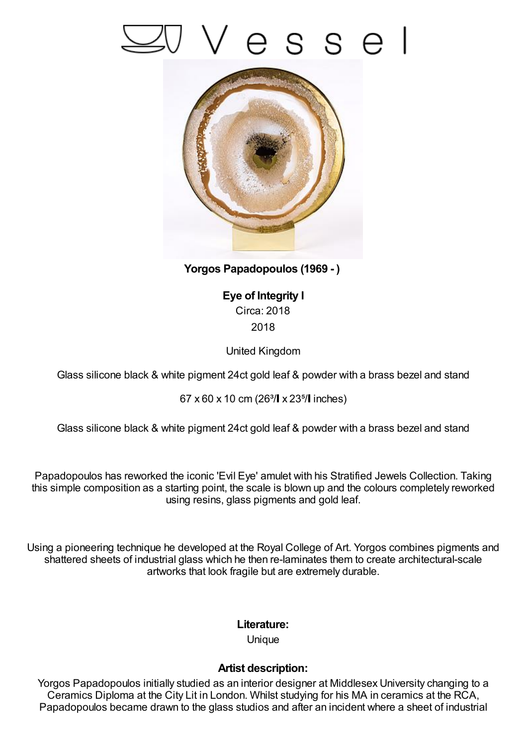# Vessel

**Yorgos Papadopoulos (1969 - )**

**Eye of Integrity I**

Circa: 2018

2018

United Kingdom

Glass silicone black & white pigment 24ct gold leaf & powder with a brass bezel and stand

67 x 60 x 10 cm (26³/▌x 23⁵/▌inches)

Glass silicone black & white pigment 24ct gold leaf & powder with a brass bezel and stand

Papadopoulos has reworked the iconic 'Evil Eye' amulet with his Stratified Jewels Collection. Taking this simple composition as a starting point, the scale is blown up and the colours completely reworked using resins, glass pigments and gold leaf.

Using a pioneering technique he developed at the Royal College of Art. Yorgos combines pigments and shattered sheets of industrial glass which he then re-laminates them to create architectural-scale artworks that look fragile but are extremely durable.

**Literature:**

Unique

**Artist description:**

Yorgos Papadopoulos initially studied as an interior designer at Middlesex University changing to a Ceramics Diploma at the City Lit in London. Whilst studying for his MA in ceramics at the RCA, Papadopoulos became drawn to the glass studios and after an incident where a sheet of industrial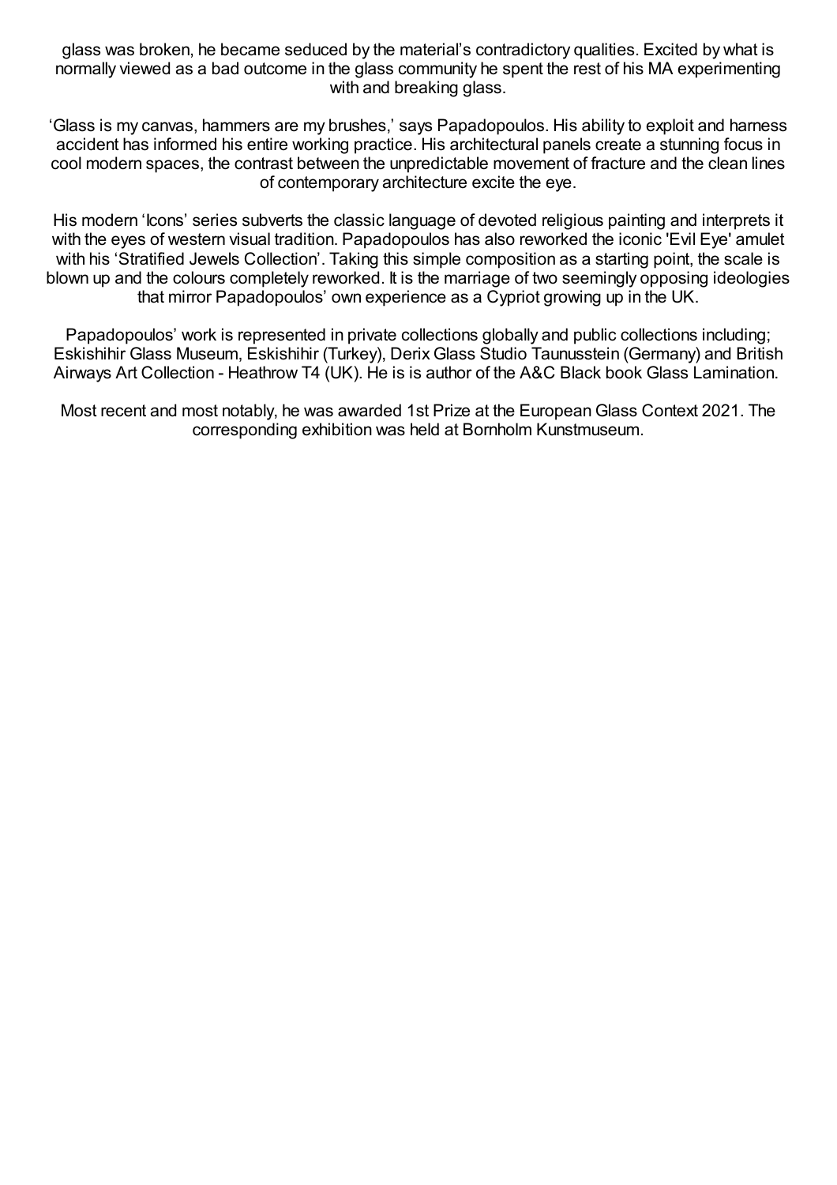glass was broken, he became seduced by the material's contradictory qualities. Excited by what is normally viewed as a bad outcome in the glass community he spent the rest of his MA experimenting with and breaking glass.

'Glass is my canvas, hammers are my brushes,' says Papadopoulos. His ability to exploit and harness accident has informed his entire working practice. His architectural panels create a stunning focus in cool modern spaces, the contrast between the unpredictable movement of fracture and the clean lines of contemporary architecture excite the eye.

His modern 'Icons' series subverts the classic language of devoted religious painting and interprets it with the eyes of western visual tradition. Papadopoulos has also reworked the iconic 'Evil Eye' amulet with his 'Stratified Jewels Collection'. Taking this simple composition as a starting point, the scale is blown up and the colours completely reworked. It is the marriage of two seemingly opposing ideologies that mirror Papadopoulos' own experience as a Cypriot growing up in the UK.

Papadopoulos' work is represented in private collections globally and public collections including; Eskishihir Glass Museum, Eskishihir (Turkey), Derix Glass Studio Taunusstein (Germany) and British Airways Art Collection - Heathrow T4 (UK). He is is author of the A&C Black book Glass Lamination.

Most recent and most notably, he was awarded 1st Prize at the European Glass Context 2021. The corresponding exhibition was held at Bornholm Kunstmuseum.